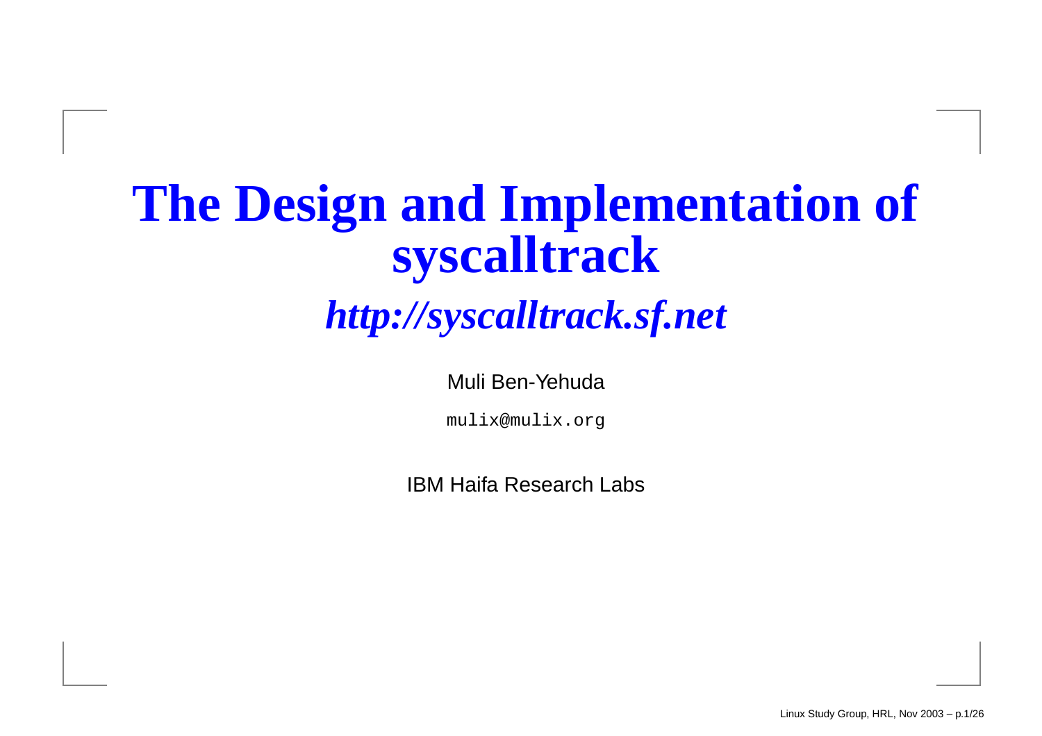# The Design and Implementation of syscalltrack

## *http://syscalltrack.sf.net*

Muli Ben-Yehuda

`mulix@mulix.org`

IBM Haifa Research Labs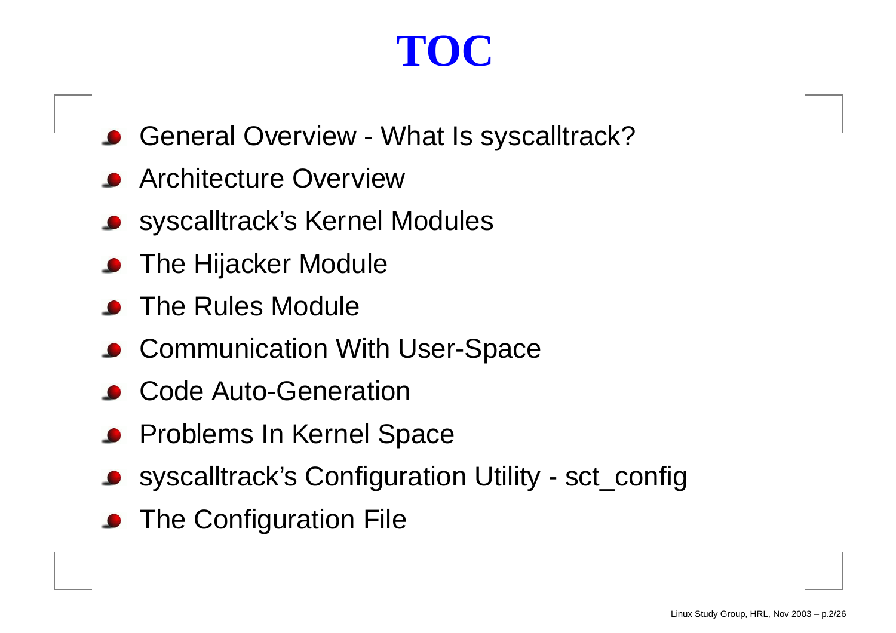# TOC

- General Overview - What Is syscalltrack?
- Architecture Overview
- syscalltrack's Kernel Modules
- The Hijacker Module
- The Rules Module
- Communication With User-Space
- Code Auto-Generation
- Problems In Kernel Space
- syscalltrack's Configuration Utility - sct_config
- The Configuration File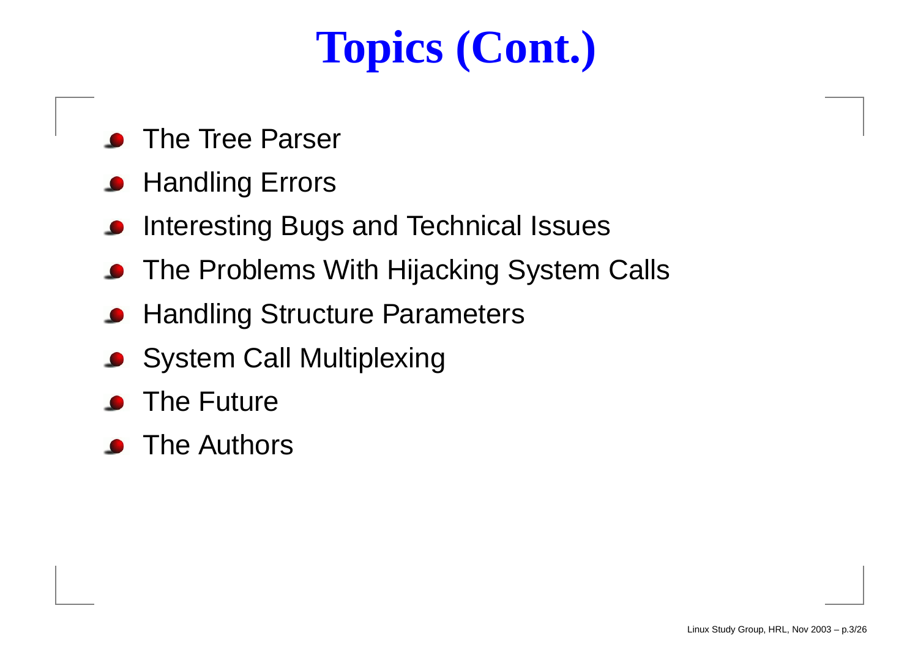# Topics (Cont.)

- The Tree Parser
- Handling Errors
- Interesting Bugs and Technical Issues
- The Problems With Hijacking System Calls
- Handling Structure Parameters
- System Call Multiplexing
- The Future
- The Authors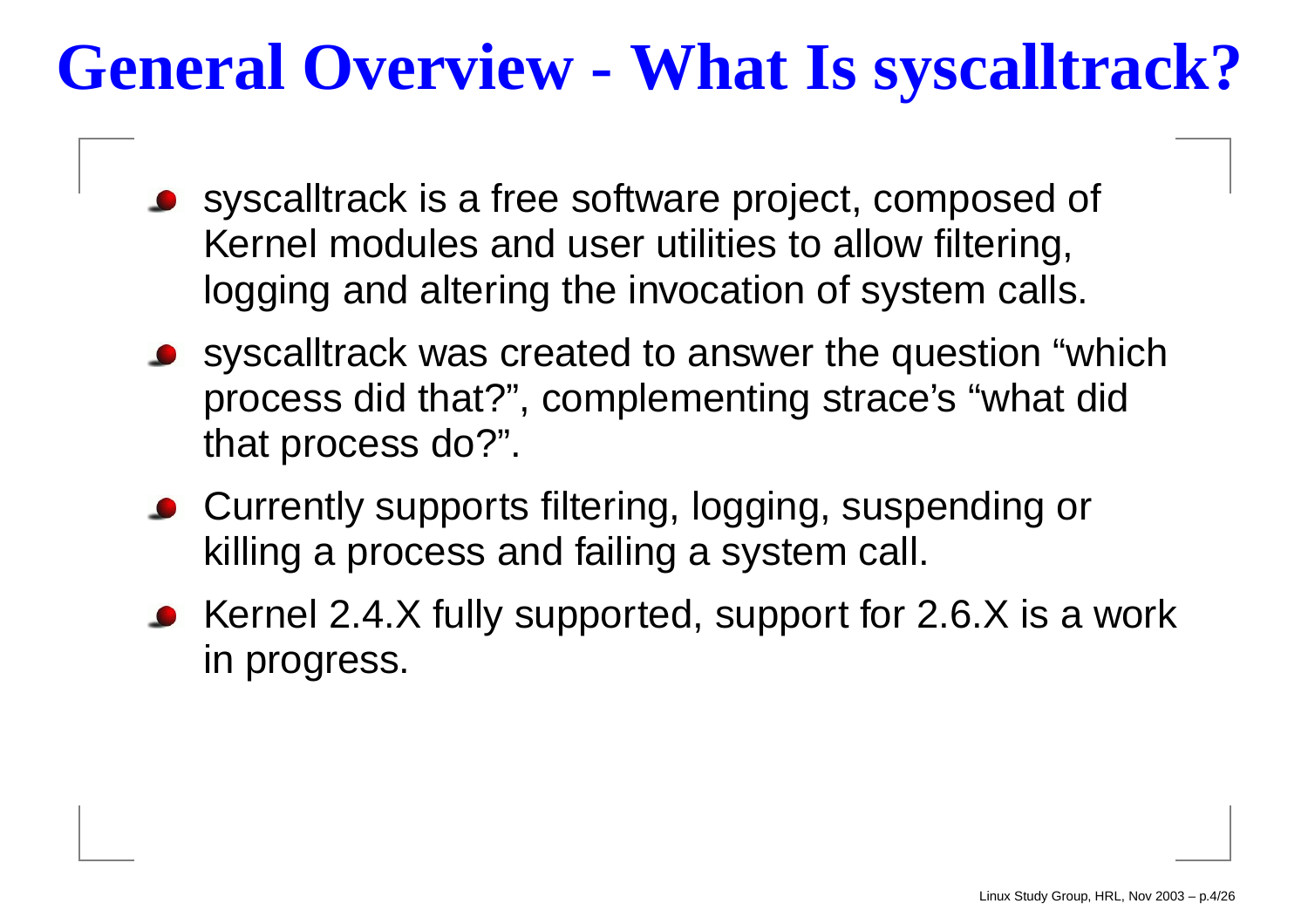# General Overview - What Is syscalltrack?

- syscalltrack is a free software project, composed of Kernel modules and user utilities to allow filtering, logging and altering the invocation of system calls.
- syscalltrack was created to answer the question “which process did that?”, complementing strace’s “what did that process do?”.
- Currently supports filtering, logging, suspending or killing a process and failing a system call.
- Kernel 2.4.X fully supported, support for 2.6.X is a work in progress.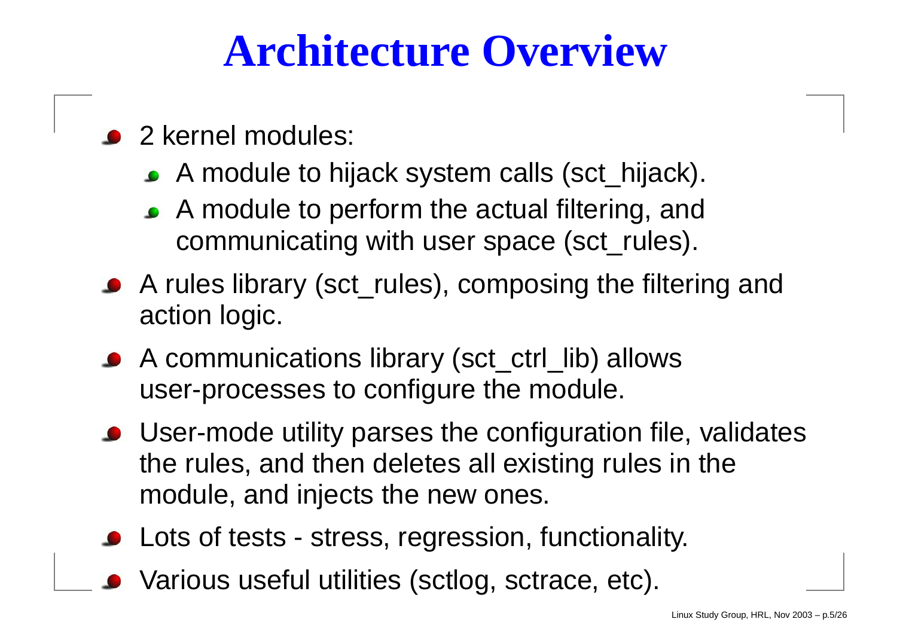# Architecture Overview

- 2 kernel modules:
  - A module to hijack system calls (sct_hijack).
  - A module to perform the actual filtering, and communicating with user space (sct_rules).
- A rules library (sct_rules), composing the filtering and action logic.
- A communications library (sct_ctrl_lib) allows user-processes to configure the module.
- User-mode utility parses the configuration file, validates the rules, and then deletes all existing rules in the module, and injects the new ones.
- Lots of tests - stress, regression, functionality.
- Various useful utilities (sctlog, sctrace, etc).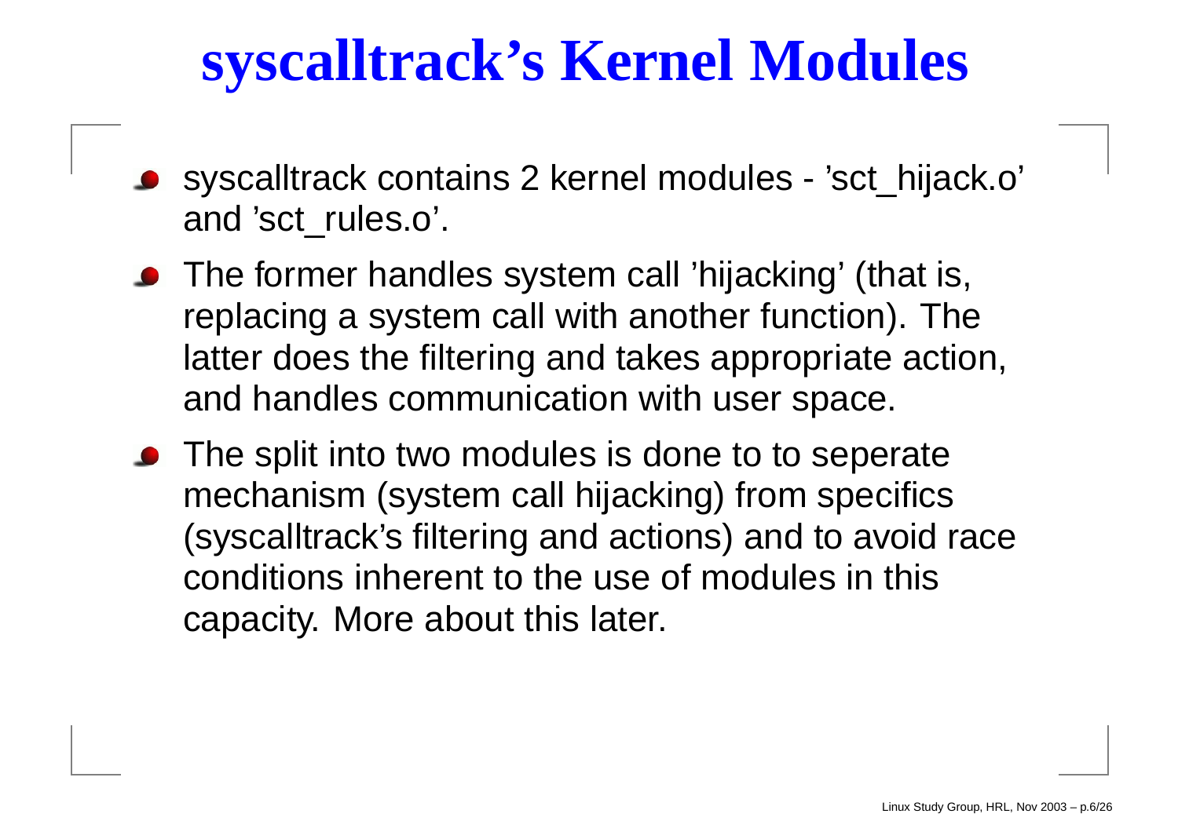# syscalltrack's Kernel Modules

- syscalltrack contains 2 kernel modules - 'sct_hijack.o' and 'sct_rules.o'.
- The former handles system call 'hijacking' (that is, replacing a system call with another function). The latter does the filtering and takes appropriate action, and handles communication with user space.
- The split into two modules is done to to seperate mechanism (system call hijacking) from specifics (syscalltrack's filtering and actions) and to avoid race conditions inherent to the use of modules in this capacity. More about this later.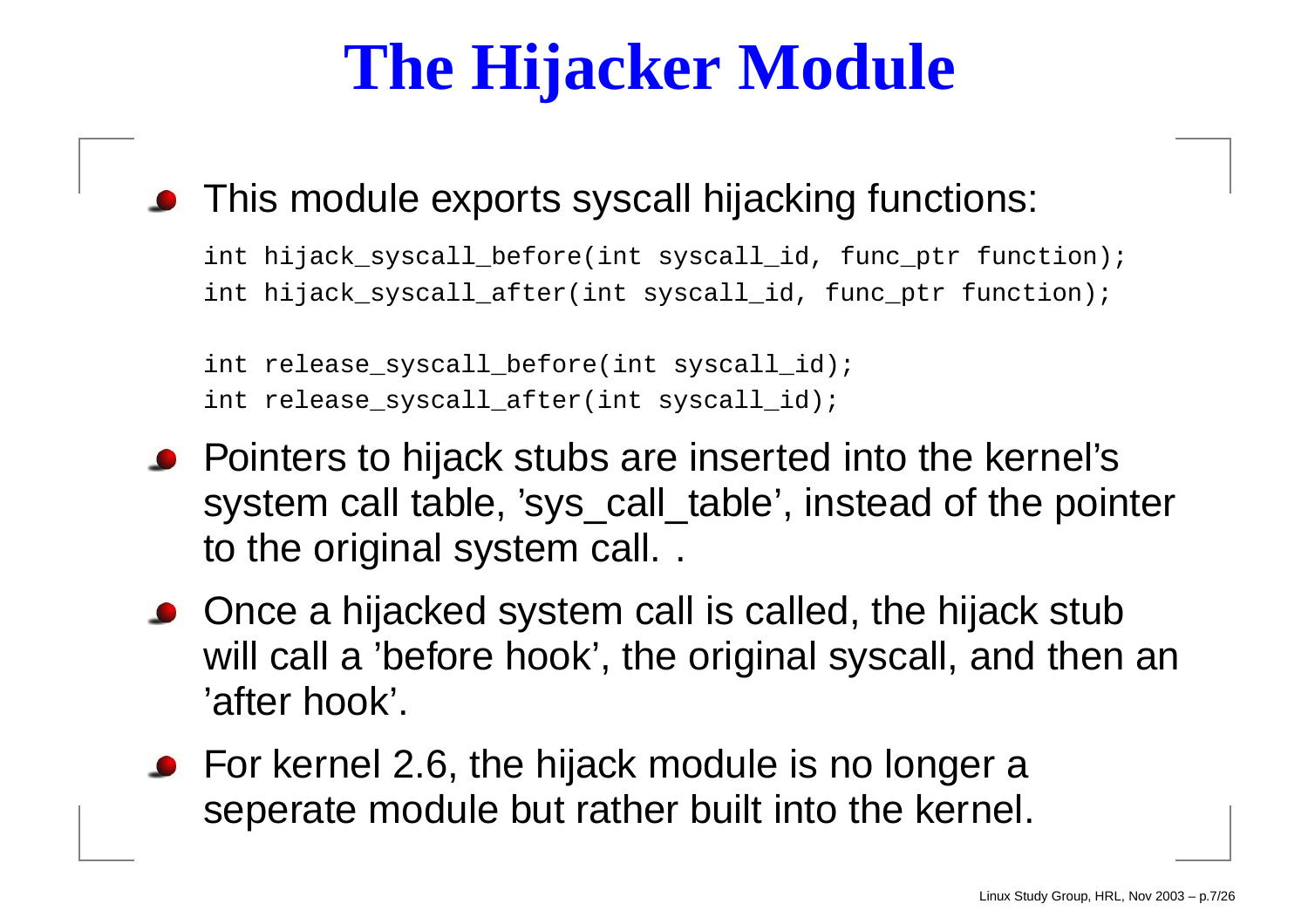# The Hijacker Module

- This module exports syscall hijacking functions:

```
int hijack_syscall_before(int syscall_id, func_ptr function);
int hijack_syscall_after(int syscall_id, func_ptr function);

int release_syscall_before(int syscall_id);
int release_syscall_after(int syscall_id);
```

- Pointers to hijack stubs are inserted into the kernel's system call table, 'sys_call_table', instead of the pointer to the original system call. .
- Once a hijacked system call is called, the hijack stub will call a 'before hook', the original syscall, and then an 'after hook'.
- For kernel 2.6, the hijack module is no longer a seperate module but rather built into the kernel.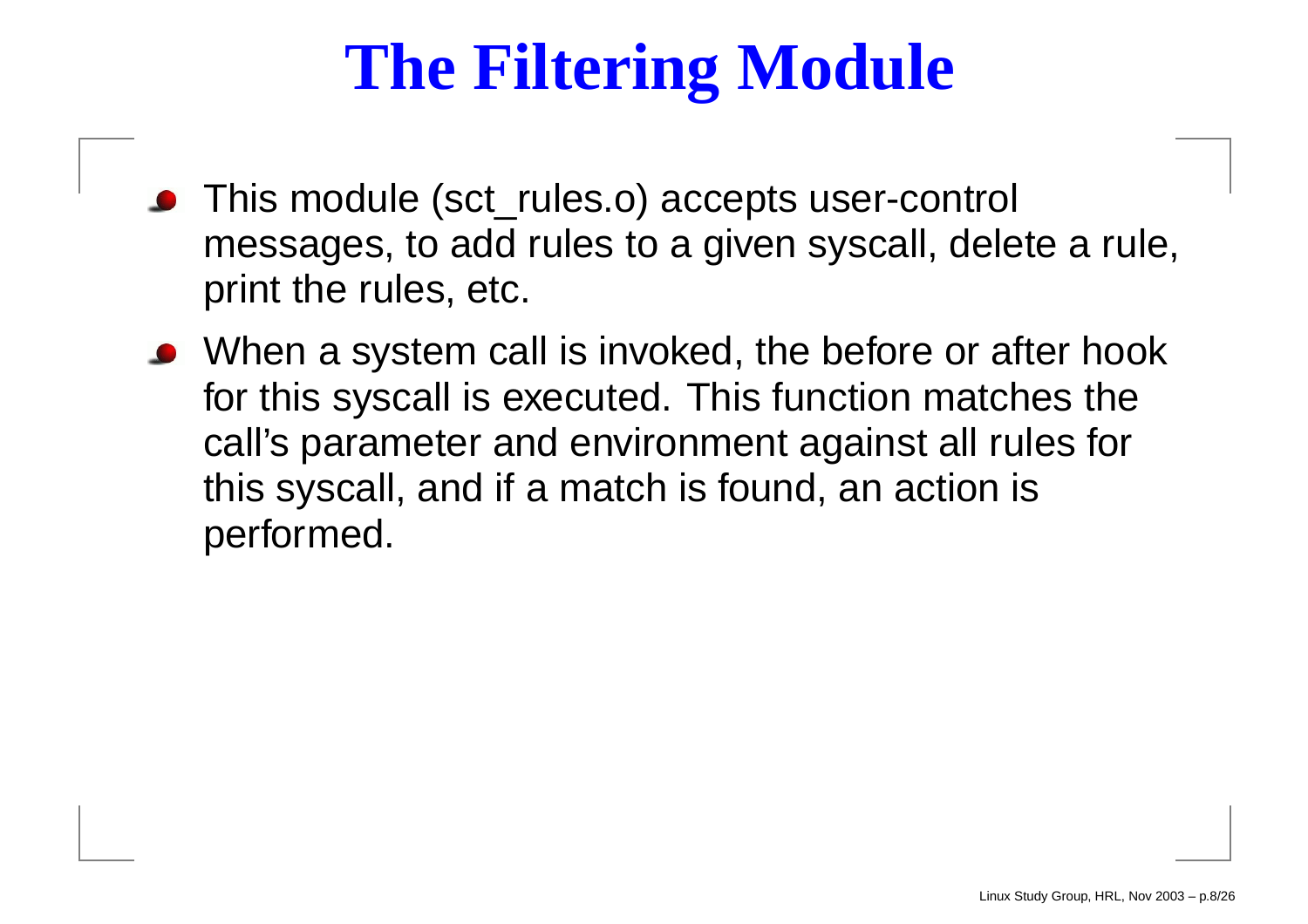# The Filtering Module

- This module (sct_rules.o) accepts user-control messages, to add rules to a given syscall, delete a rule, print the rules, etc.
- When a system call is invoked, the before or after hook for this syscall is executed. This function matches the call's parameter and environment against all rules for this syscall, and if a match is found, an action is performed.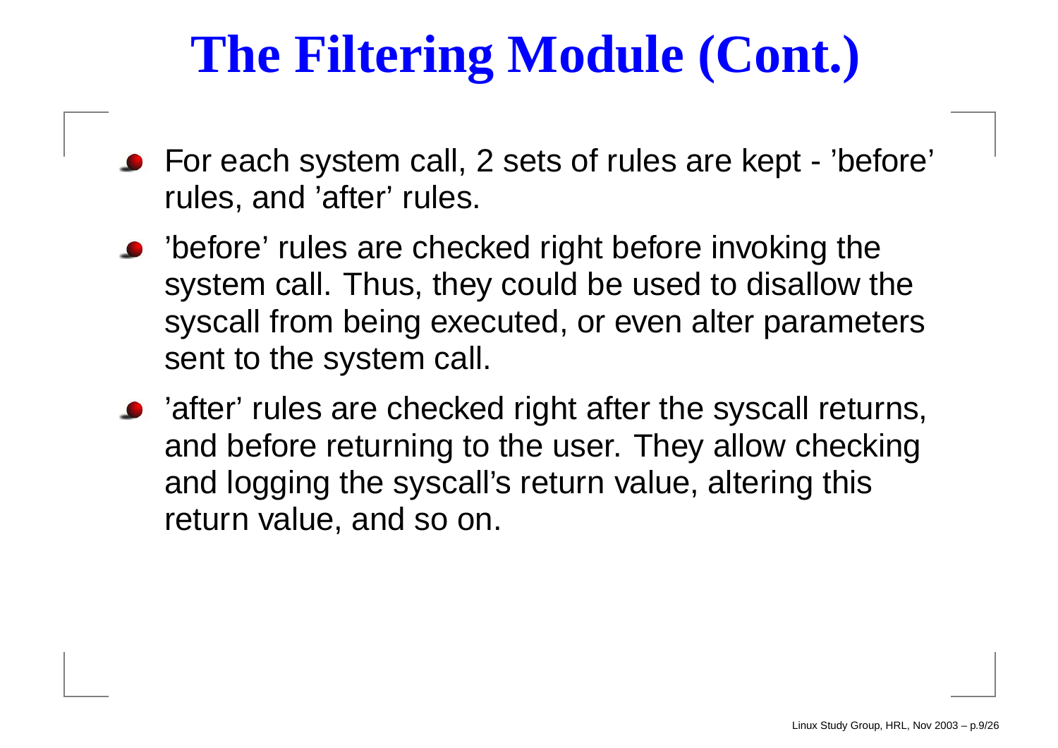# The Filtering Module (Cont.)

- For each system call, 2 sets of rules are kept - 'before' rules, and 'after' rules.
- 'before' rules are checked right before invoking the system call. Thus, they could be used to disallow the syscall from being executed, or even alter parameters sent to the system call.
- 'after' rules are checked right after the syscall returns, and before returning to the user. They allow checking and logging the syscall's return value, altering this return value, and so on.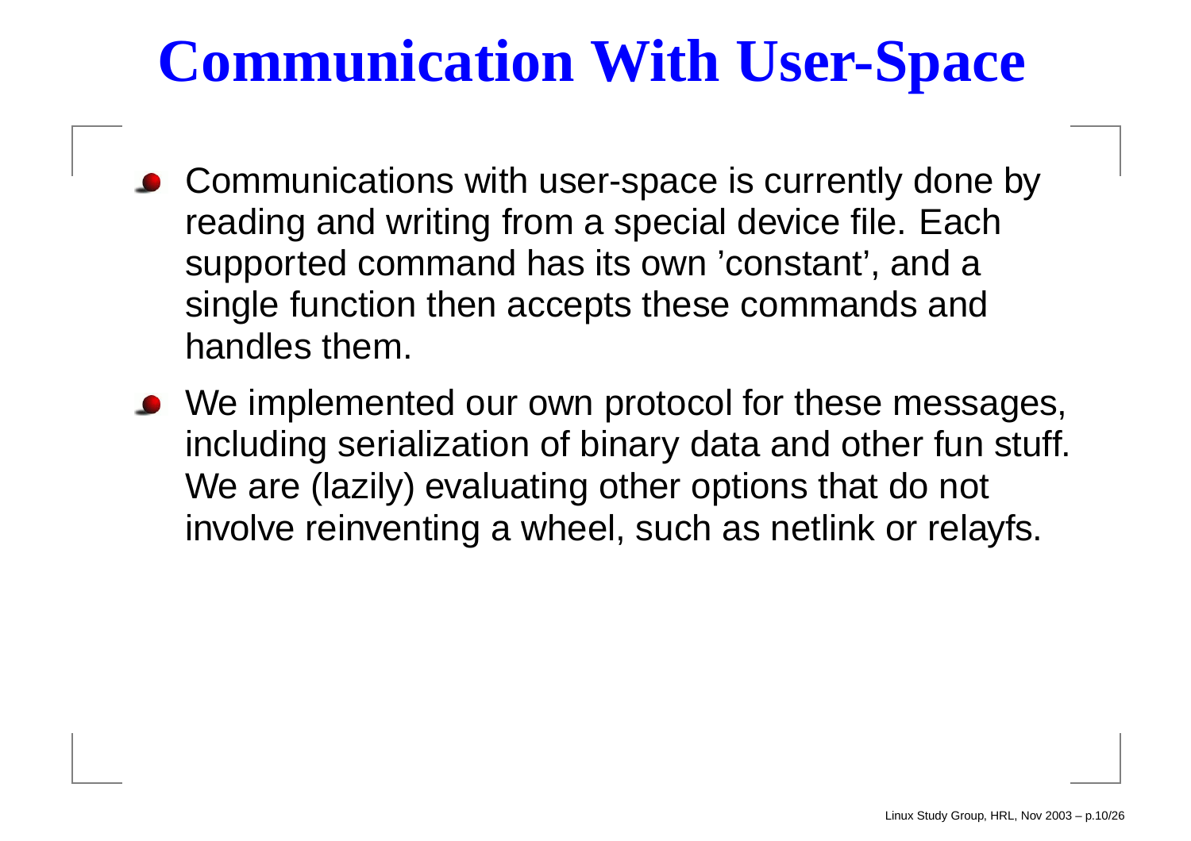# Communication With User-Space

- Communications with user-space is currently done by reading and writing from a special device file. Each supported command has its own 'constant', and a single function then accepts these commands and handles them.
- We implemented our own protocol for these messages, including serialization of binary data and other fun stuff. We are (lazily) evaluating other options that do not involve reinventing a wheel, such as netlink or relayfs.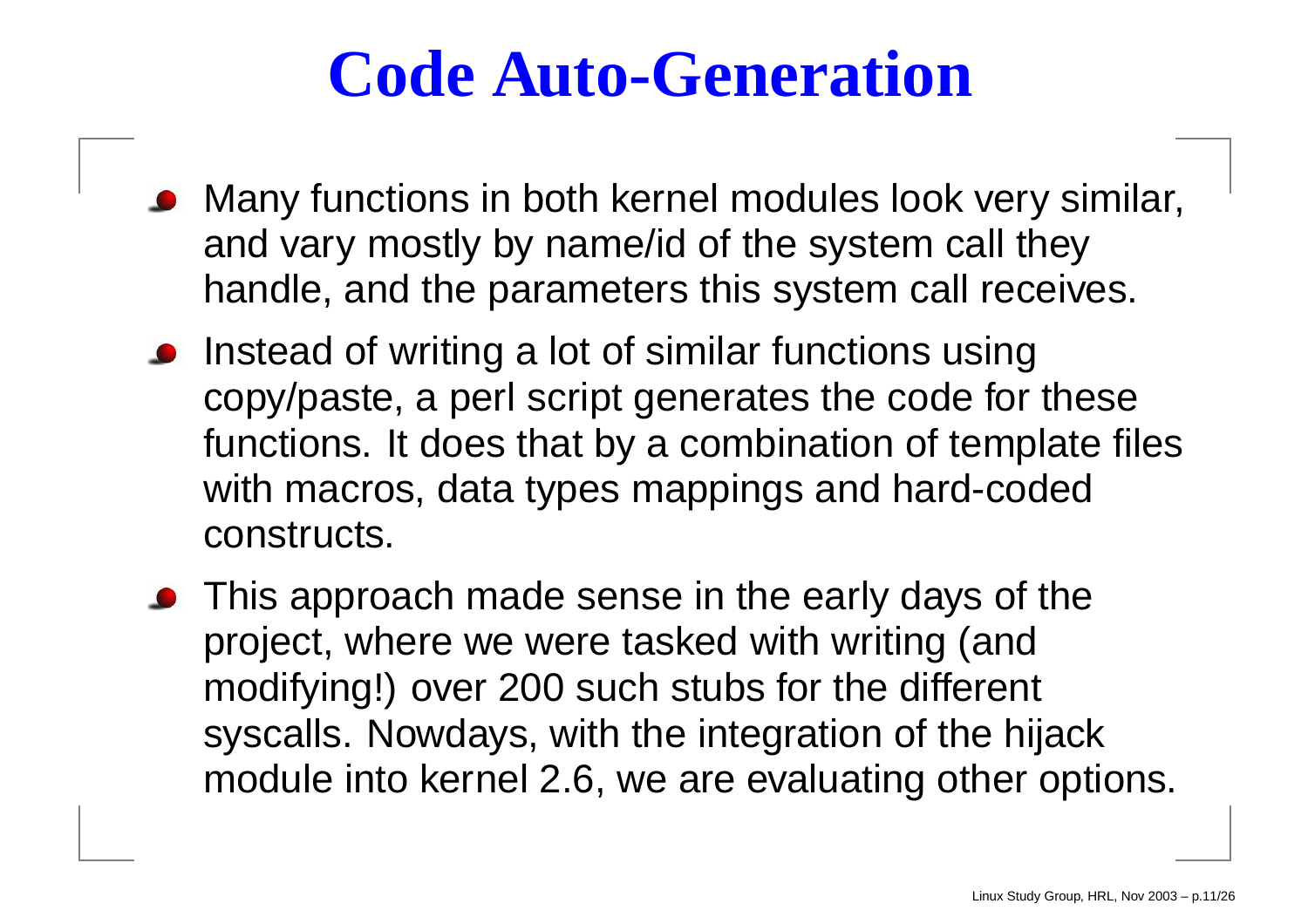# Code Auto-Generation

- Many functions in both kernel modules look very similar, and vary mostly by name/id of the system call they handle, and the parameters this system call receives.
- Instead of writing a lot of similar functions using copy/paste, a perl script generates the code for these functions. It does that by a combination of template files with macros, data types mappings and hard-coded constructs.
- This approach made sense in the early days of the project, where we were tasked with writing (and modifying!) over 200 such stubs for the different syscalls. Nowdays, with the integration of the hijack module into kernel 2.6, we are evaluating other options.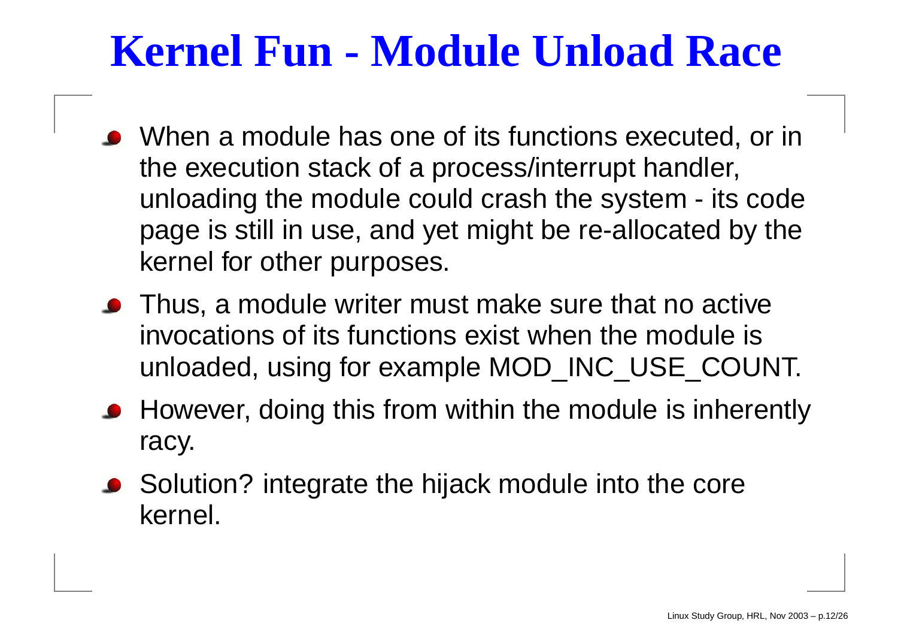# Kernel Fun - Module Unload Race

- When a module has one of its functions executed, or in the execution stack of a process/interrupt handler, unloading the module could crash the system - its code page is still in use, and yet might be re-allocated by the kernel for other purposes.
- Thus, a module writer must make sure that no active invocations of its functions exist when the module is unloaded, using for example MOD_INC_USE_COUNT.
- However, doing this from within the module is inherently racy.
- Solution? integrate the hijack module into the core kernel.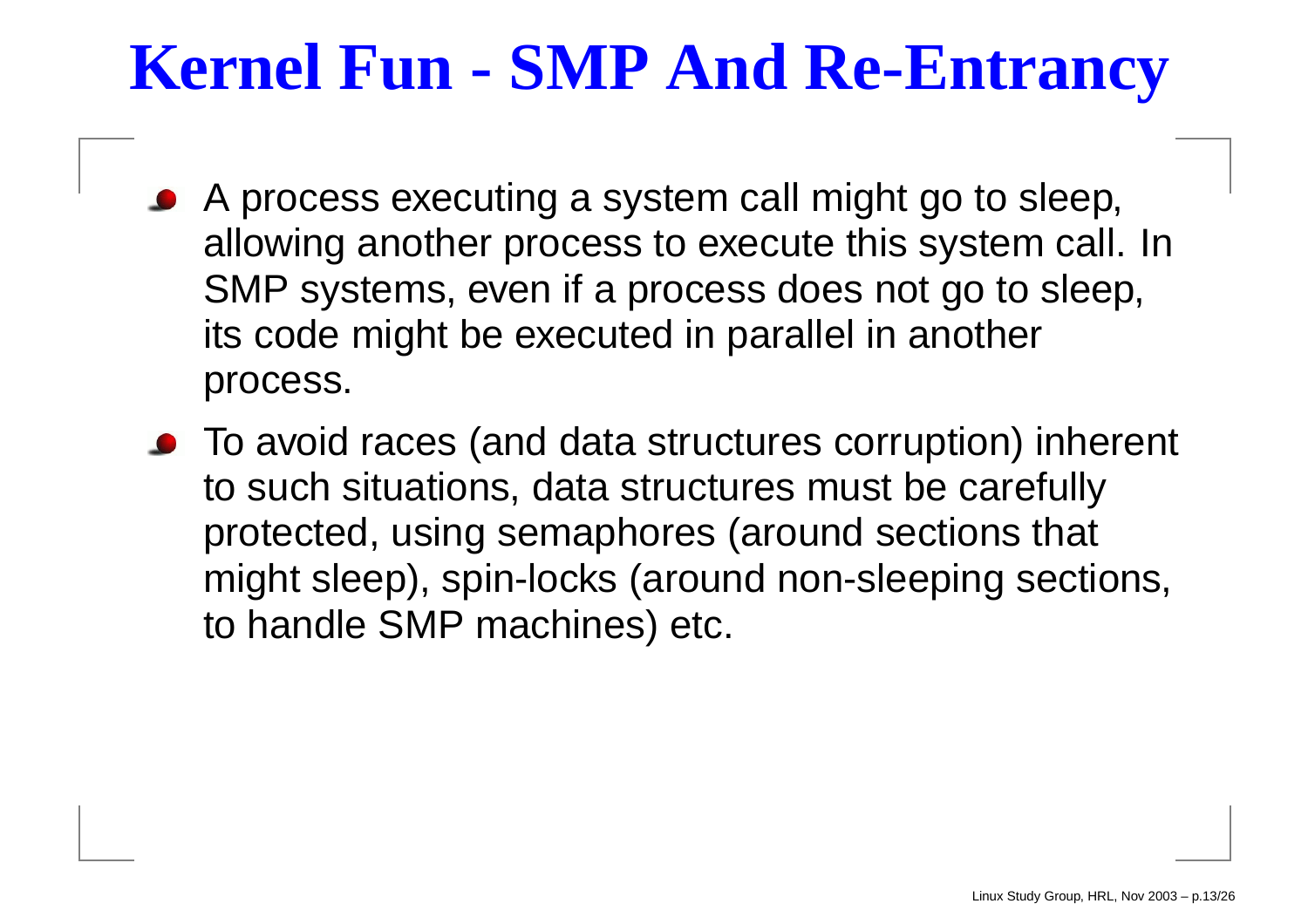# Kernel Fun - SMP And Re-Entrancy

- A process executing a system call might go to sleep, allowing another process to execute this system call. In SMP systems, even if a process does not go to sleep, its code might be executed in parallel in another process.
- To avoid races (and data structures corruption) inherent to such situations, data structures must be carefully protected, using semaphores (around sections that might sleep), spin-locks (around non-sleeping sections, to handle SMP machines) etc.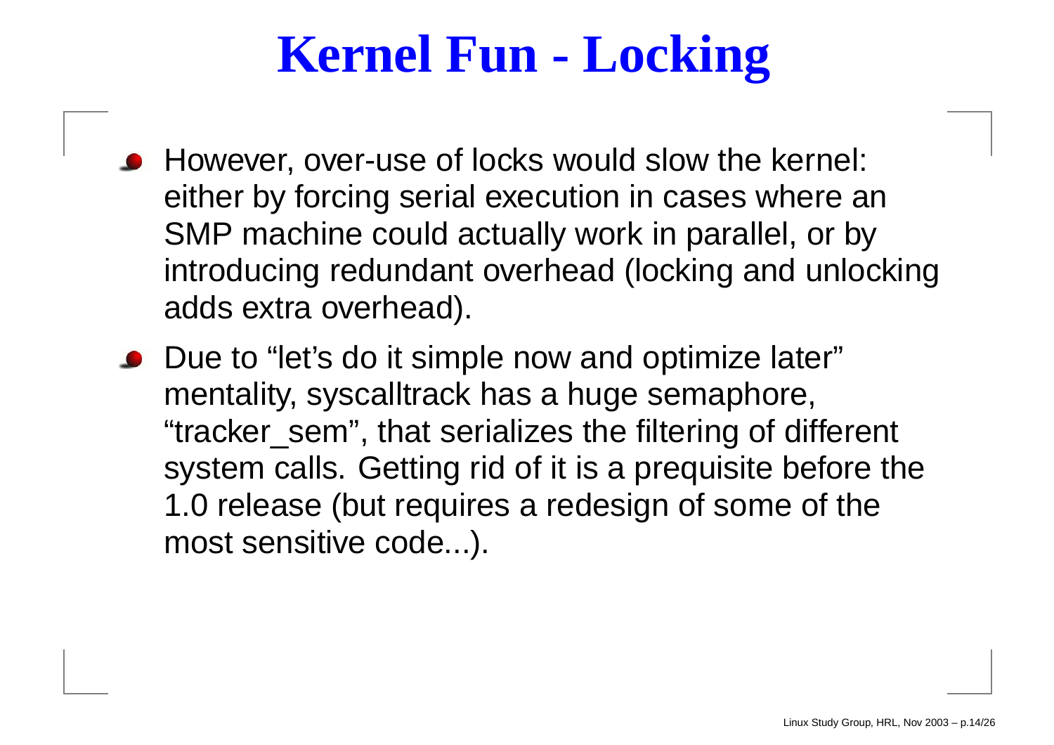# Kernel Fun - Locking

- However, over-use of locks would slow the kernel: either by forcing serial execution in cases where an SMP machine could actually work in parallel, or by introducing redundant overhead (locking and unlocking adds extra overhead).
- Due to “let’s do it simple now and optimize later” mentality, syscalltrack has a huge semaphore, “tracker_sem”, that serializes the filtering of different system calls. Getting rid of it is a prequisite before the 1.0 release (but requires a redesign of some of the most sensitive code...).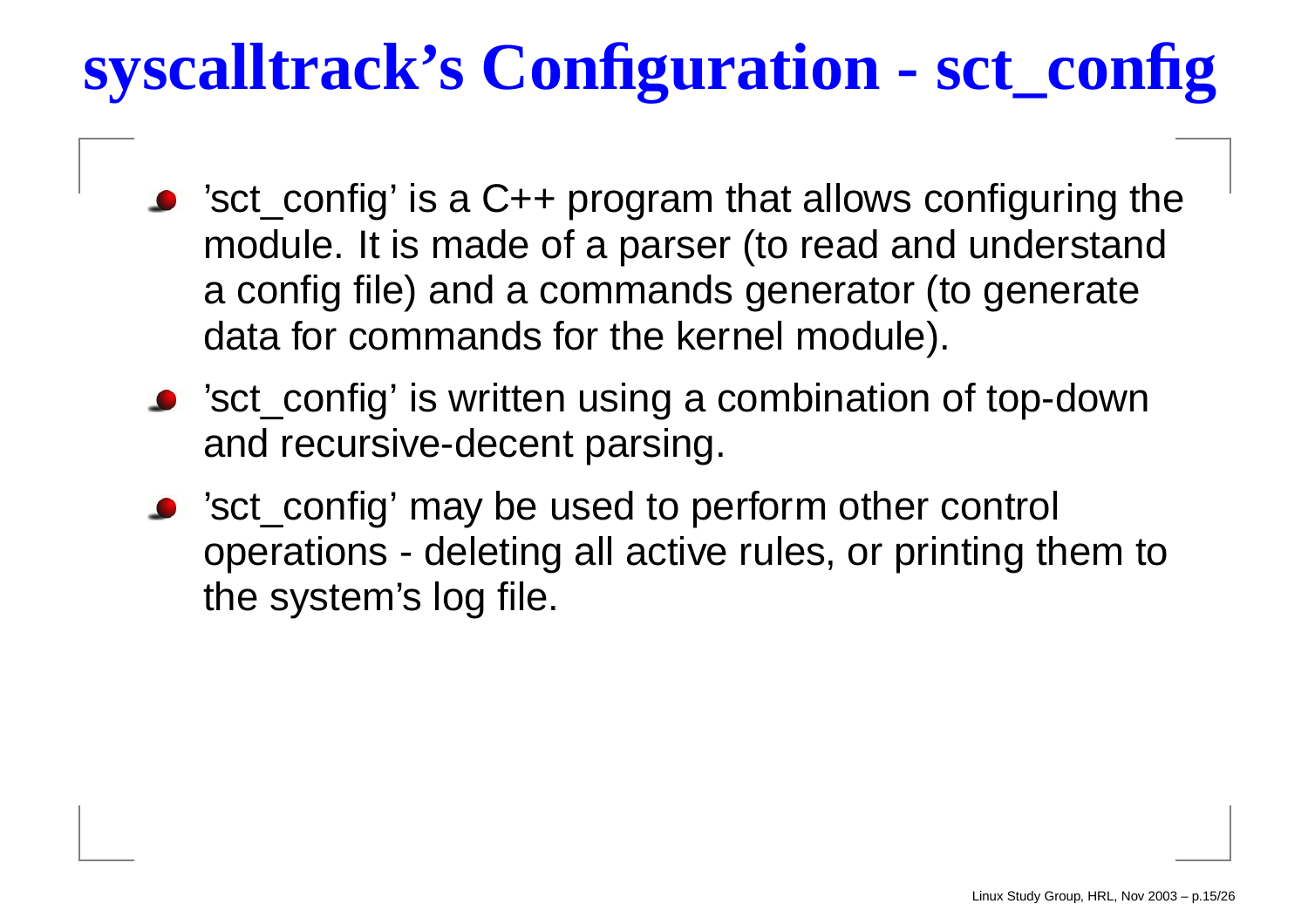# syscalltrack's Configuration - sct_config

- 'sct_config' is a C++ program that allows configuring the module. It is made of a parser (to read and understand a config file) and a commands generator (to generate data for commands for the kernel module).
- 'sct_config' is written using a combination of top-down and recursive-decent parsing.
- 'sct_config' may be used to perform other control operations - deleting all active rules, or printing them to the system's log file.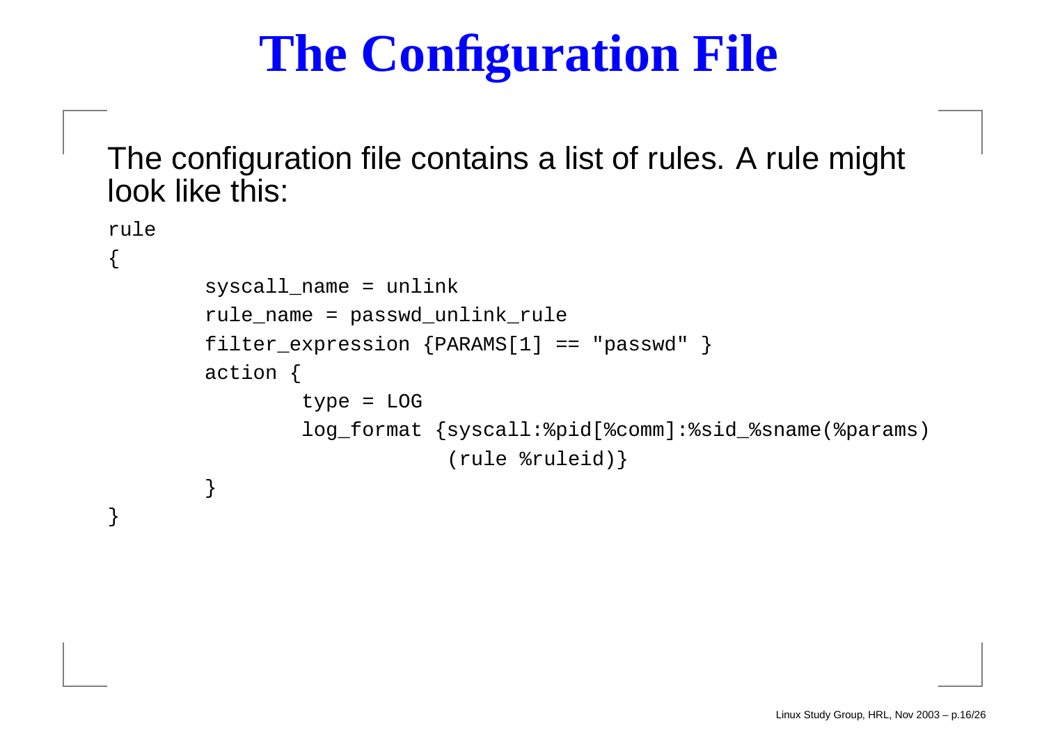# The Configuration File

The configuration file contains a list of rules. A rule might look like this:

```
rule
{
        syscall_name = unlink
        rule_name = passwd_unlink_rule
        filter_expression {PARAMS[1] == "passwd" }
        action {
                type = LOG
                log_format {syscall:%pid[%comm]:%sid_%sname(%params)
                            (rule %ruleid)}
        }
}
```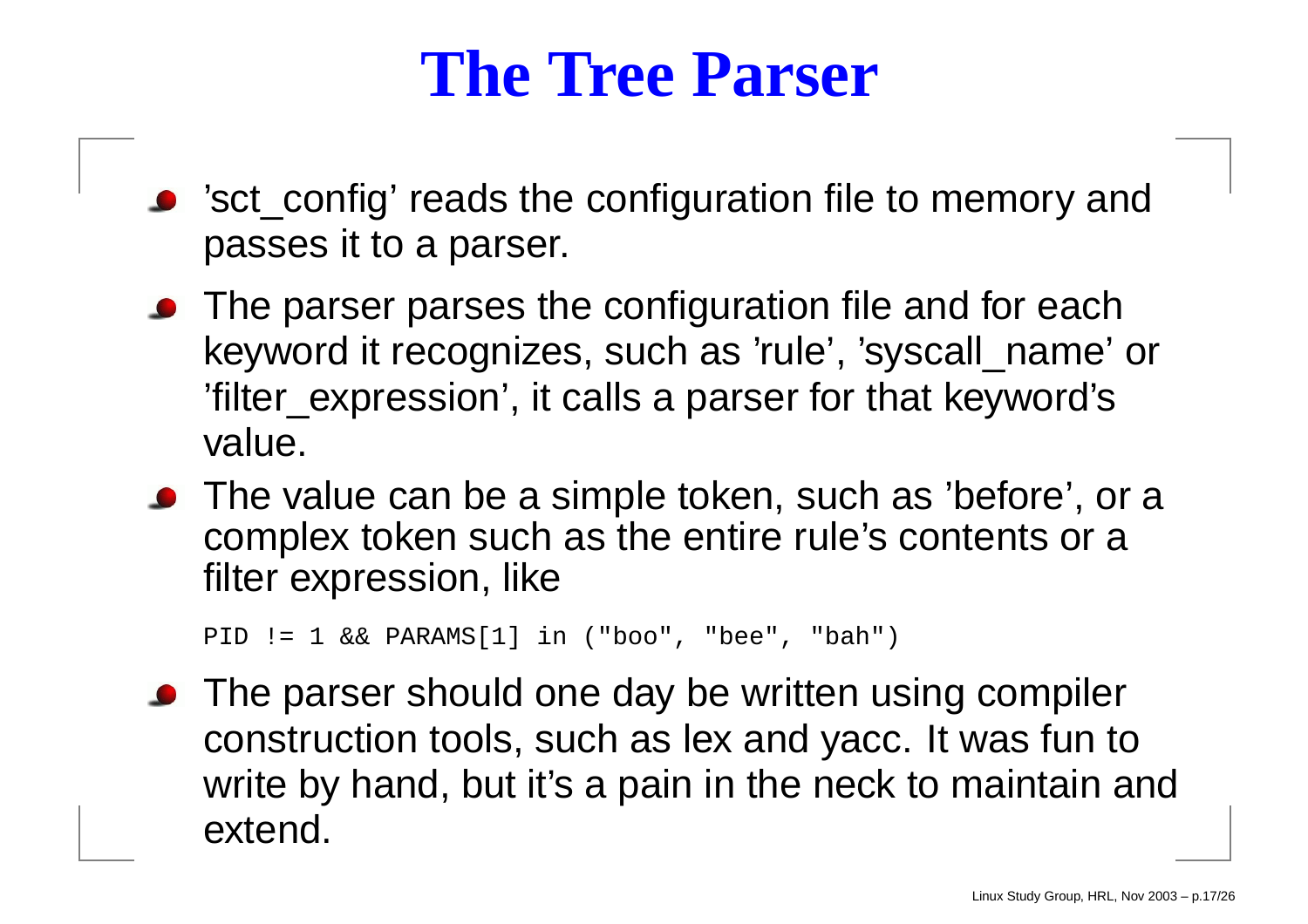# The Tree Parser

- 'sct_config' reads the configuration file to memory and passes it to a parser.
- The parser parses the configuration file and for each keyword it recognizes, such as 'rule', 'syscall_name' or 'filter_expression', it calls a parser for that keyword's value.
- The value can be a simple token, such as 'before', or a complex token such as the entire rule's contents or a filter expression, like

```
PID != 1 && PARAMS[1] in ("boo", "bee", "bah")
```

- The parser should one day be written using compiler construction tools, such as lex and yacc. It was fun to write by hand, but it's a pain in the neck to maintain and extend.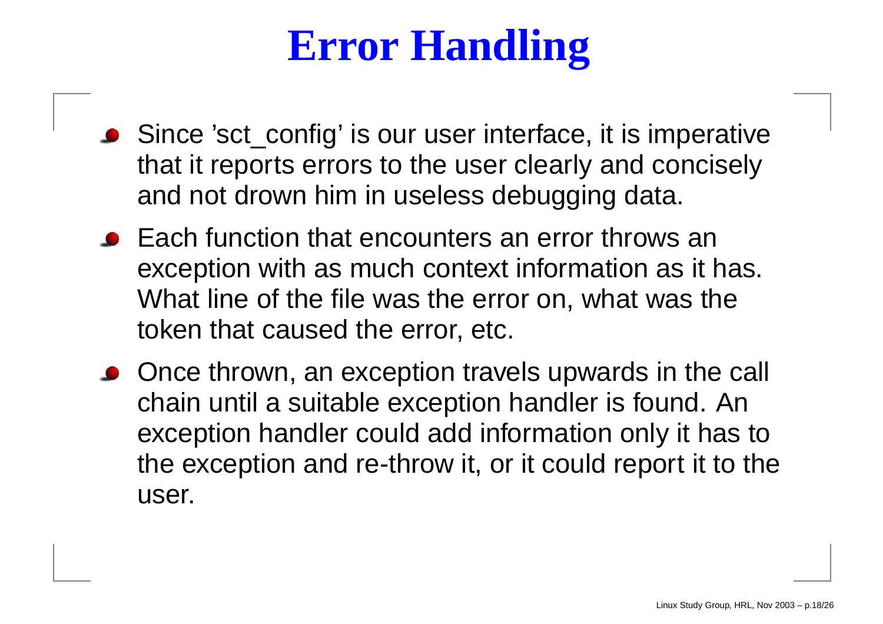# Error Handling

- Since ’sct_config’ is our user interface, it is imperative that it reports errors to the user clearly and concisely and not drown him in useless debugging data.
- Each function that encounters an error throws an exception with as much context information as it has. What line of the file was the error on, what was the token that caused the error, etc.
- Once thrown, an exception travels upwards in the call chain until a suitable exception handler is found. An exception handler could add information only it has to the exception and re-throw it, or it could report it to the user.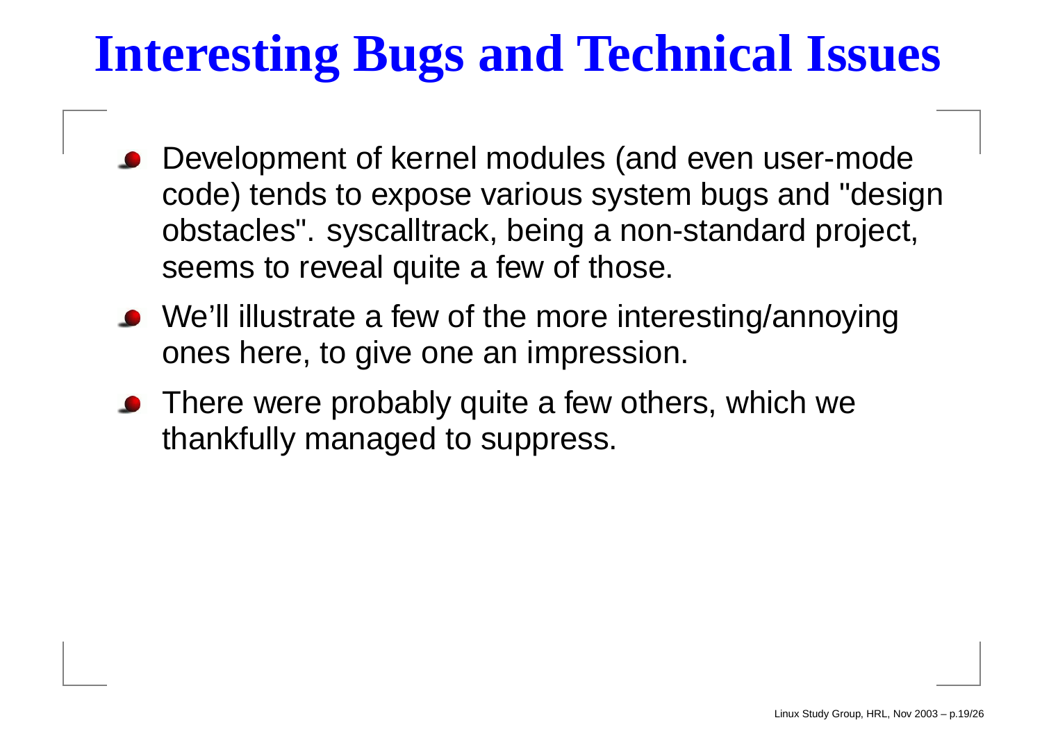# Interesting Bugs and Technical Issues

- Development of kernel modules (and even user-mode code) tends to expose various system bugs and "design obstacles". syscalltrack, being a non-standard project, seems to reveal quite a few of those.
- We'll illustrate a few of the more interesting/annoying ones here, to give one an impression.
- There were probably quite a few others, which we thankfully managed to suppress.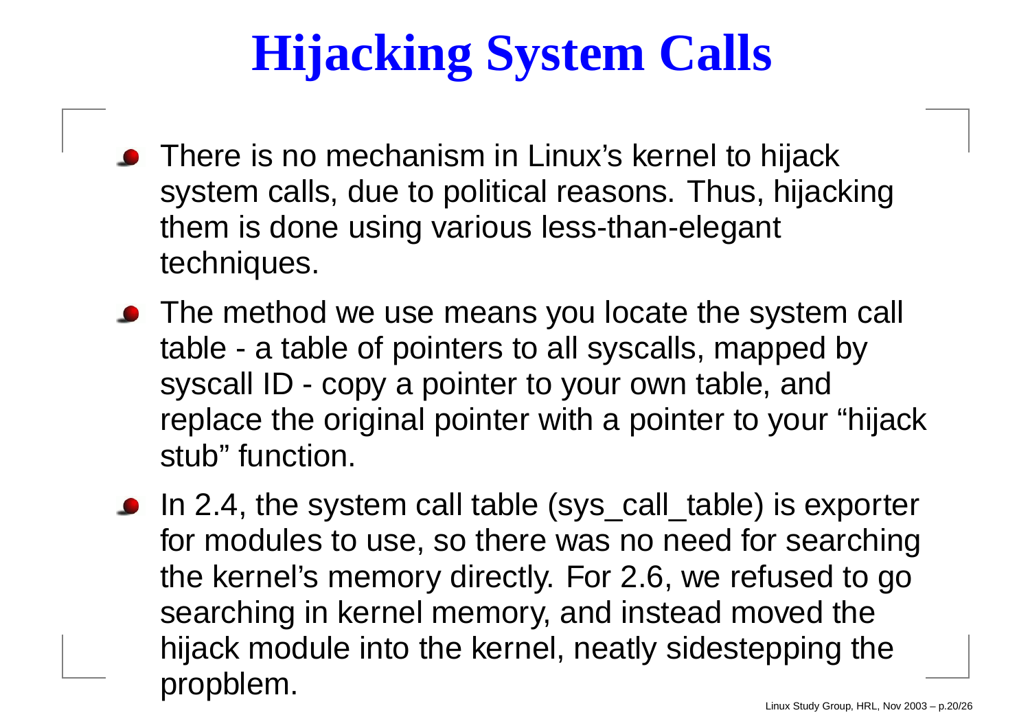# Hijacking System Calls

- There is no mechanism in Linux's kernel to hijack system calls, due to political reasons. Thus, hijacking them is done using various less-than-elegant techniques.
- The method we use means you locate the system call table - a table of pointers to all syscalls, mapped by syscall ID - copy a pointer to your own table, and replace the original pointer with a pointer to your "hijack stub" function.
- In 2.4, the system call table (sys_call_table) is exporter for modules to use, so there was no need for searching the kernel's memory directly. For 2.6, we refused to go searching in kernel memory, and instead moved the hijack module into the kernel, neatly sidestepping the propblem.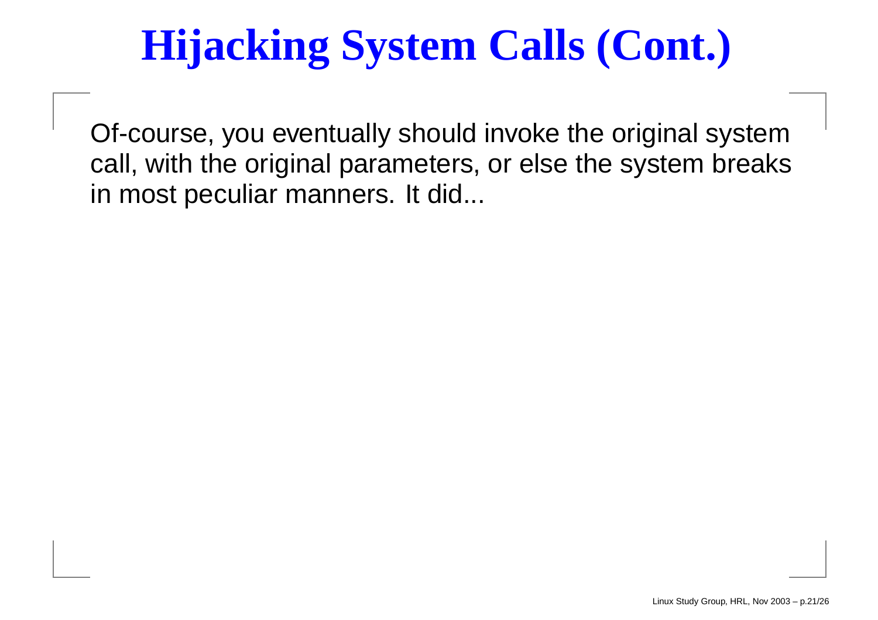# Hijacking System Calls (Cont.)

Of-course, you eventually should invoke the original system call, with the original parameters, or else the system breaks in most peculiar manners. It did...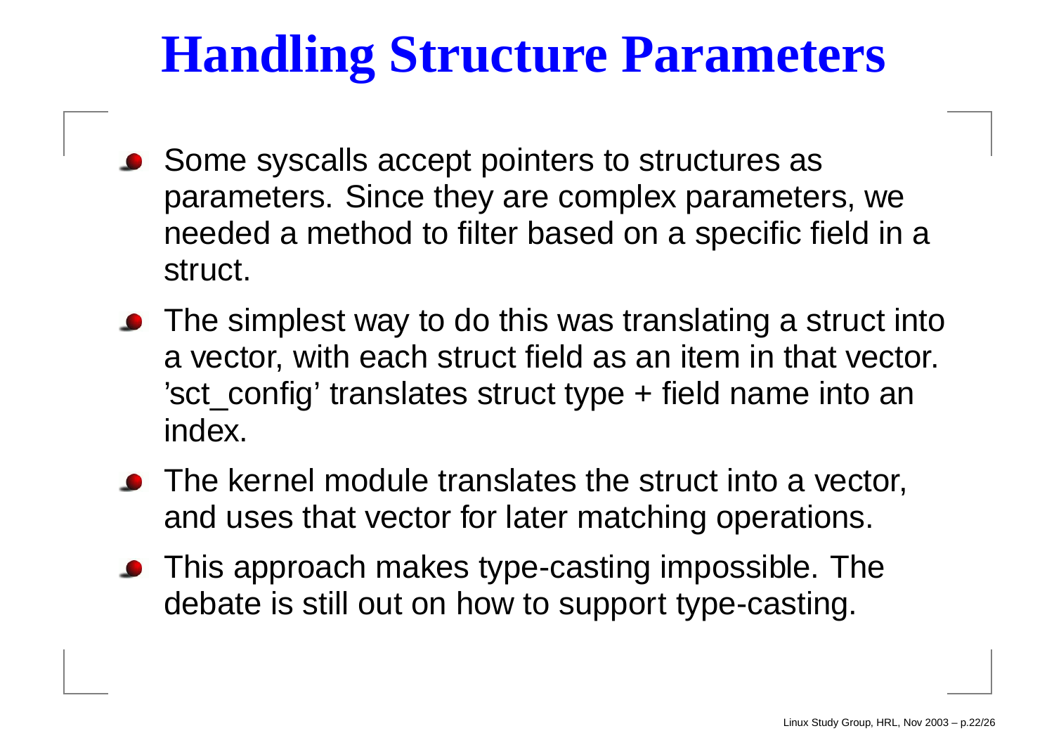# Handling Structure Parameters

- Some syscalls accept pointers to structures as parameters. Since they are complex parameters, we needed a method to filter based on a specific field in a struct.
- The simplest way to do this was translating a struct into a vector, with each struct field as an item in that vector. 'sct_config' translates struct type + field name into an index.
- The kernel module translates the struct into a vector, and uses that vector for later matching operations.
- This approach makes type-casting impossible. The debate is still out on how to support type-casting.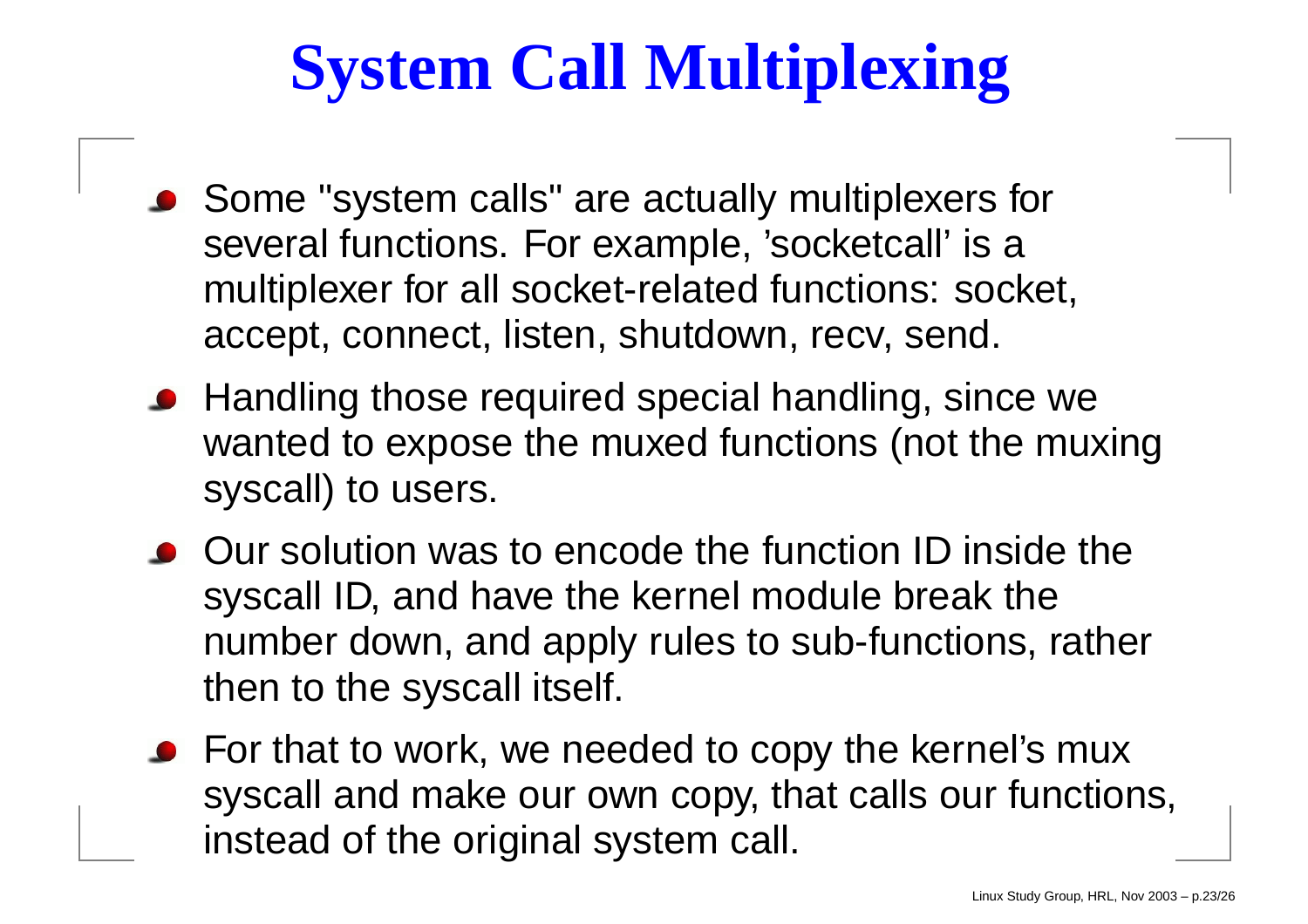# System Call Multiplexing

- Some "system calls" are actually multiplexers for several functions. For example, 'socketcall' is a multiplexer for all socket-related functions: socket, accept, connect, listen, shutdown, recv, send.
- Handling those required special handling, since we wanted to expose the muxed functions (not the muxing syscall) to users.
- Our solution was to encode the function ID inside the syscall ID, and have the kernel module break the number down, and apply rules to sub-functions, rather then to the syscall itself.
- For that to work, we needed to copy the kernel's mux syscall and make our own copy, that calls our functions, instead of the original system call.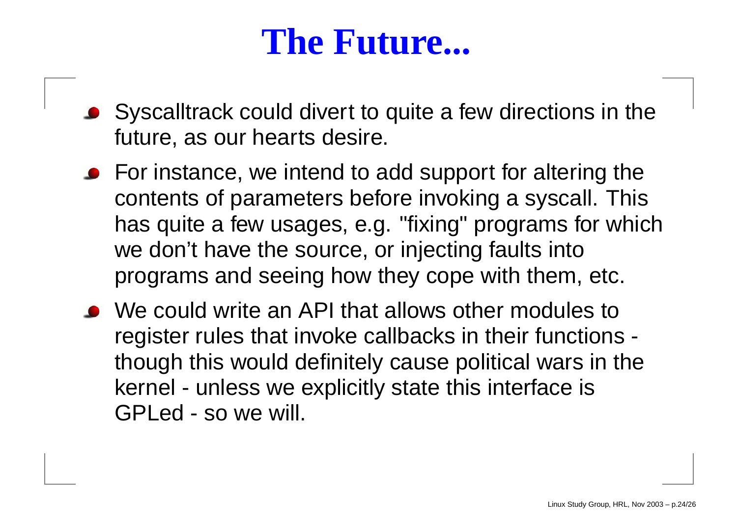# The Future...

- Syscalltrack could divert to quite a few directions in the future, as our hearts desire.
- For instance, we intend to add support for altering the contents of parameters before invoking a syscall. This has quite a few usages, e.g. "fixing" programs for which we don't have the source, or injecting faults into programs and seeing how they cope with them, etc.
- We could write an API that allows other modules to register rules that invoke callbacks in their functions - though this would definitely cause political wars in the kernel - unless we explicitly state this interface is GPLed - so we will.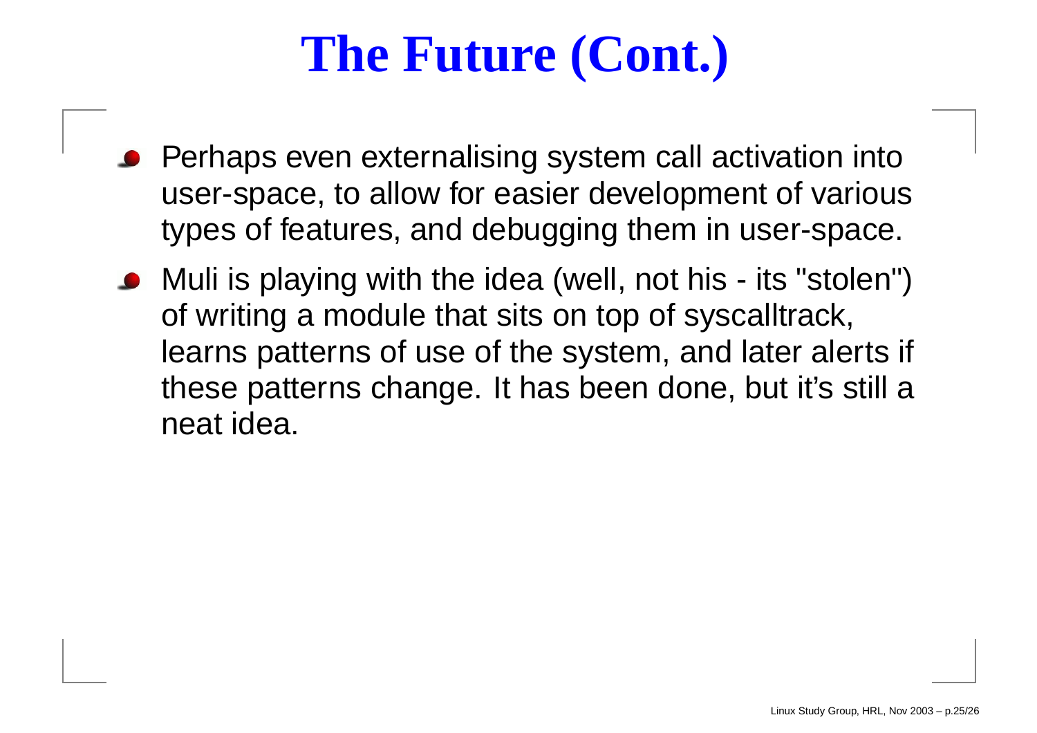# The Future (Cont.)

- Perhaps even externalising system call activation into user-space, to allow for easier development of various types of features, and debugging them in user-space.
- Muli is playing with the idea (well, not his - its "stolen") of writing a module that sits on top of syscalltrack, learns patterns of use of the system, and later alerts if these patterns change. It has been done, but it's still a neat idea.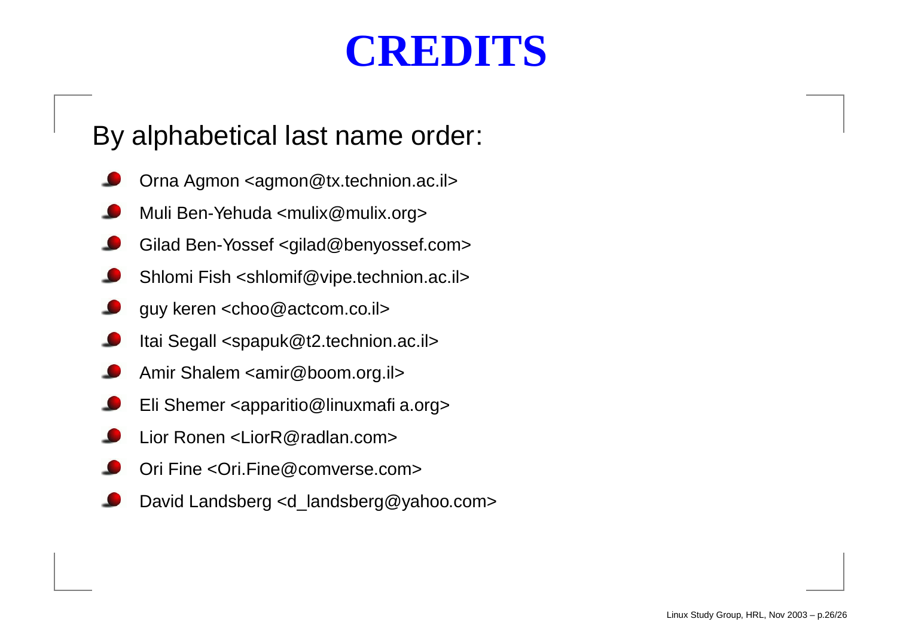# CREDITS

By alphabetical last name order:

- Orna Agmon <agmon@tx.technion.ac.il>
- Muli Ben-Yehuda <mulix@mulix.org>
- Gilad Ben-Yossef <gilad@benyossef.com>
- Shlomi Fish <shlomif@vipe.technion.ac.il>
- guy keren <choo@actcom.co.il>
- Itai Segall <spapuk@t2.technion.ac.il>
- Amir Shalem <amir@boom.org.il>
- Eli Shemer <apparitio@linuxmafi a.org>
- Lior Ronen <LiorR@radlan.com>
- Ori Fine <Ori.Fine@comverse.com>
- David Landsberg <d_landsberg@yahoo.com>